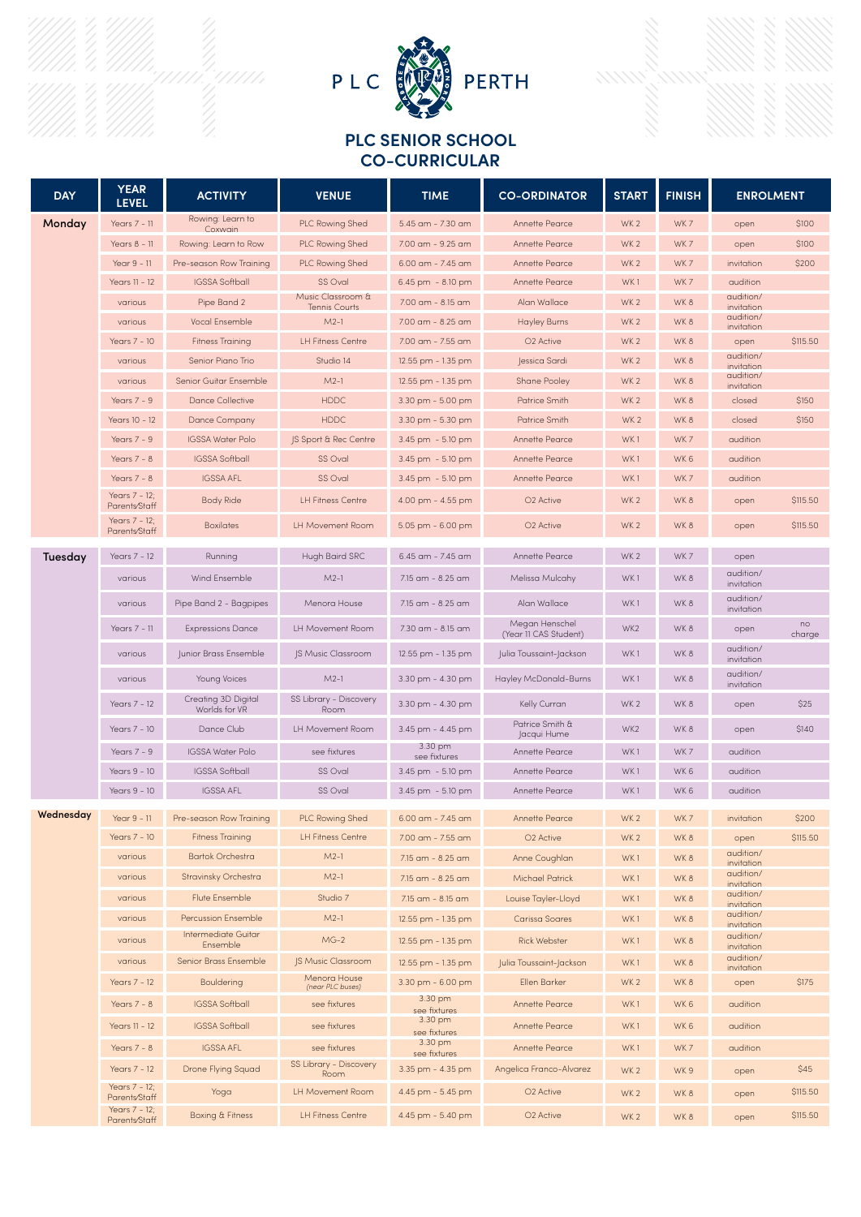# PLC PERTH

## PLC SENIOR SCHOOL CO-CURRICULAR

| DAY | YEAR LEVEL | ACTIVITY | VENUE | TIME | CO-ORDINATOR | START | FINISH | ENROLMENT | |
|---|---|---|---|---|---|---|---|---|---|
| **Monday** | Years 7 - 11 | Rowing: Learn to Coxwain | PLC Rowing Shed | 5.45 am - 7.30 am | Annette Pearce | WK 2 | WK 7 | open | $100 |
| | Years 8 - 11 | Rowing: Learn to Row | PLC Rowing Shed | 7.00 am - 9.25 am | Annette Pearce | WK 2 | WK 7 | open | $100 |
| | Year 9 - 11 | Pre-season Row Training | PLC Rowing Shed | 6.00 am - 7.45 am | Annette Pearce | WK 2 | WK 7 | invitation | $200 |
| | Years 11 - 12 | IGSSA Softball | SS Oval | 6.45 pm - 8.10 pm | Annette Pearce | WK 1 | WK 7 | audition | |
| | various | Pipe Band 2 | Music Classroom & Tennis Courts | 7.00 am - 8.15 am | Alan Wallace | WK 2 | WK 8 | audition/ invitation | |
| | various | Vocal Ensemble | M2-1 | 7.00 am - 8.25 am | Hayley Burns | WK 2 | WK 8 | audition/ invitation | |
| | Years 7 - 10 | Fitness Training | LH Fitness Centre | 7.00 am - 7.55 am | O2 Active | WK 2 | WK 8 | open | $115.50 |
| | various | Senior Piano Trio | Studio 14 | 12.55 pm - 1.35 pm | Jessica Sardi | WK 2 | WK 8 | audition/ invitation | |
| | various | Senior Guitar Ensemble | M2-1 | 12.55 pm - 1.35 pm | Shane Pooley | WK 2 | WK 8 | audition/ invitation | |
| | Years 7 - 9 | Dance Collective | HDDC | 3.30 pm - 5.00 pm | Patrice Smith | WK 2 | WK 8 | closed | $150 |
| | Years 10 - 12 | Dance Company | HDDC | 3.30 pm - 5.30 pm | Patrice Smith | WK 2 | WK 8 | closed | $150 |
| | Years 7 - 9 | IGSSA Water Polo | JS Sport & Rec Centre | 3.45 pm - 5.10 pm | Annette Pearce | WK 1 | WK 7 | audition | |
| | Years 7 - 8 | IGSSA Softball | SS Oval | 3.45 pm - 5.10 pm | Annette Pearce | WK 1 | WK 6 | audition | |
| | Years 7 - 8 | IGSSA AFL | SS Oval | 3.45 pm - 5.10 pm | Annette Pearce | WK 1 | WK 7 | audition | |
| | Years 7 - 12; Parents/Staff | Body Ride | LH Fitness Centre | 4.00 pm - 4.55 pm | O2 Active | WK 2 | WK 8 | open | $115.50 |
| | Years 7 - 12; Parents/Staff | Boxilates | LH Movement Room | 5.05 pm - 6.00 pm | O2 Active | WK 2 | WK 8 | open | $115.50 |
| **Tuesday** | Years 7 - 12 | Running | Hugh Baird SRC | 6.45 am - 7.45 am | Annette Pearce | WK 2 | WK 7 | open | |
| | various | Wind Ensemble | M2-1 | 7.15 am - 8.25 am | Melissa Mulcahy | WK 1 | WK 8 | audition/ invitation | |
| | various | Pipe Band 2 - Bagpipes | Menora House | 7.15 am - 8.25 am | Alan Wallace | WK 1 | WK 8 | audition/ invitation | |
| | Years 7 - 11 | Expressions Dance | LH Movement Room | 7.30 am - 8.15 am | Megan Henschel (Year 11 CAS Student) | WK2 | WK 8 | open | no charge |
| | various | Junior Brass Ensemble | JS Music Classroom | 12.55 pm - 1.35 pm | Julia Toussaint-Jackson | WK 1 | WK 8 | audition/ invitation | |
| | various | Young Voices | M2-1 | 3.30 pm - 4.30 pm | Hayley McDonald-Burns | WK 1 | WK 8 | audition/ invitation | |
| | Years 7 - 12 | Creating 3D Digital Worlds for VR | SS Library - Discovery Room | 3.30 pm - 4.30 pm | Kelly Curran | WK 2 | WK 8 | open | $25 |
| | Years 7 - 10 | Dance Club | LH Movement Room | 3.45 pm - 4.45 pm | Patrice Smith & Jacqui Hume | WK2 | WK 8 | open | $140 |
| | Years 7 - 9 | IGSSA Water Polo | see fixtures | 3.30 pm see fixtures | Annette Pearce | WK 1 | WK 7 | audition | |
| | Years 9 - 10 | IGSSA Softball | SS Oval | 3.45 pm - 5.10 pm | Annette Pearce | WK 1 | WK 6 | audition | |
| | Years 9 - 10 | IGSSA AFL | SS Oval | 3.45 pm - 5.10 pm | Annette Pearce | WK 1 | WK 6 | audition | |
| **Wednesday** | Year 9 - 11 | Pre-season Row Training | PLC Rowing Shed | 6.00 am - 7.45 am | Annette Pearce | WK 2 | WK 7 | invitation | $200 |
| | Years 7 - 10 | Fitness Training | LH Fitness Centre | 7.00 am - 7.55 am | O2 Active | WK 2 | WK 8 | open | $115.50 |
| | various | Bartok Orchestra | M2-1 | 7.15 am - 8.25 am | Anne Coughlan | WK 1 | WK 8 | audition/ invitation | |
| | various | Stravinsky Orchestra | M2-1 | 7.15 am - 8.25 am | Michael Patrick | WK 1 | WK 8 | audition/ invitation | |
| | various | Flute Ensemble | Studio 7 | 7.15 am - 8.15 am | Louise Tayler-Lloyd | WK 1 | WK 8 | audition/ invitation | |
| | various | Percussion Ensemble | M2-1 | 12.55 pm - 1.35 pm | Carissa Soares | WK 1 | WK 8 | audition/ invitation | |
| | various | Intermediate Guitar Ensemble | MG-2 | 12.55 pm - 1.35 pm | Rick Webster | WK 1 | WK 8 | audition/ invitation | |
| | various | Senior Brass Ensemble | JS Music Classroom | 12.55 pm - 1.35 pm | Julia Toussaint-Jackson | WK 1 | WK 8 | audition/ invitation | |
| | Years 7 - 12 | Bouldering | Menora House *(near PLC buses)* | 3.30 pm - 6.00 pm | Ellen Barker | WK 2 | WK 8 | open | $175 |
| | Years 7 - 8 | IGSSA Softball | see fixtures | 3.30 pm see fixtures | Annette Pearce | WK 1 | WK 6 | audition | |
| | Years 11 - 12 | IGSSA Softball | see fixtures | 3.30 pm see fixtures | Annette Pearce | WK 1 | WK 6 | audition | |
| | Years 7 - 8 | IGSSA AFL | see fixtures | 3.30 pm see fixtures | Annette Pearce | WK 1 | WK 7 | audition | |
| | Years 7 - 12 | Drone Flying Squad | SS Library - Discovery Room | 3.35 pm - 4.35 pm | Angelica Franco-Alvarez | WK 2 | WK 9 | open | $45 |
| | Years 7 - 12; Parents/Staff | Yoga | LH Movement Room | 4.45 pm - 5.45 pm | O2 Active | WK 2 | WK 8 | open | $115.50 |
| | Years 7 - 12; Parents/Staff | Boxing & Fitness | LH Fitness Centre | 4.45 pm - 5.40 pm | O2 Active | WK 2 | WK 8 | open | $115.50 |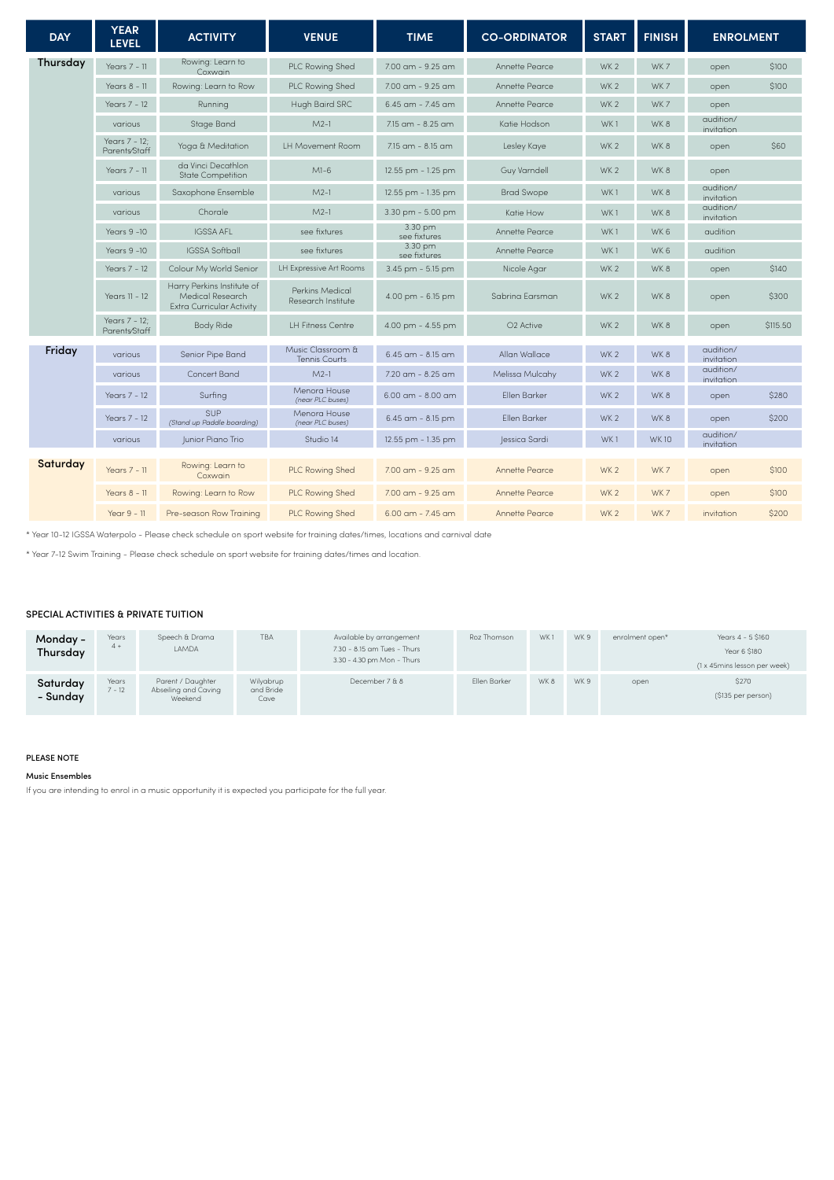| DAY | YEAR LEVEL | ACTIVITY | VENUE | TIME | CO-ORDINATOR | START | FINISH | ENROLMENT | |
|---|---|---|---|---|---|---|---|---|---|
| Thursday | Years 7 - 11 | Rowing: Learn to Coxwain | PLC Rowing Shed | 7.00 am - 9.25 am | Annette Pearce | WK 2 | WK 7 | open | $100 |
| | Years 8 - 11 | Rowing: Learn to Row | PLC Rowing Shed | 7.00 am - 9.25 am | Annette Pearce | WK 2 | WK 7 | open | $100 |
| | Years 7 - 12 | Running | Hugh Baird SRC | 6.45 am - 7.45 am | Annette Pearce | WK 2 | WK 7 | open | |
| | various | Stage Band | M2-1 | 7.15 am - 8.25 am | Katie Hodson | WK 1 | WK 8 | audition/ invitation | |
| | Years 7 - 12; Parents/Staff | Yoga & Meditation | LH Movement Room | 7.15 am - 8.15 am | Lesley Kaye | WK 2 | WK 8 | open | $60 |
| | Years 7 - 11 | da Vinci Decathlon State Competition | M1-6 | 12.55 pm - 1.25 pm | Guy Varndell | WK 2 | WK 8 | open | |
| | various | Saxophone Ensemble | M2-1 | 12.55 pm - 1.35 pm | Brad Swope | WK 1 | WK 8 | audition/ invitation | |
| | various | Chorale | M2-1 | 3.30 pm - 5.00 pm | Katie How | WK 1 | WK 8 | audition/ invitation | |
| | Years 9 -10 | IGSSA AFL | see fixtures | 3.30 pm see fixtures | Annette Pearce | WK 1 | WK 6 | audition | |
| | Years 9 -10 | IGSSA Softball | see fixtures | 3.30 pm see fixtures | Annette Pearce | WK 1 | WK 6 | audition | |
| | Years 7 - 12 | Colour My World Senior | LH Expressive Art Rooms | 3.45 pm - 5.15 pm | Nicole Agar | WK 2 | WK 8 | open | $140 |
| | Years 11 - 12 | Harry Perkins Institute of Medical Research Extra Curricular Activity | Perkins Medical Research Institute | 4.00 pm - 6.15 pm | Sabrina Earsman | WK 2 | WK 8 | open | $300 |
| | Years 7 - 12; Parents/Staff | Body Ride | LH Fitness Centre | 4.00 pm - 4.55 pm | O2 Active | WK 2 | WK 8 | open | $115.50 |
| Friday | various | Senior Pipe Band | Music Classroom & Tennis Courts | 6.45 am - 8.15 am | Allan Wallace | WK 2 | WK 8 | audition/ invitation | |
| | various | Concert Band | M2-1 | 7.20 am - 8.25 am | Melissa Mulcahy | WK 2 | WK 8 | audition/ invitation | |
| | Years 7 - 12 | Surfing | Menora House *(near PLC buses)* | 6.00 am - 8.00 am | Ellen Barker | WK 2 | WK 8 | open | $280 |
| | Years 7 - 12 | SUP *(Stand up Paddle boarding)* | Menora House *(near PLC buses)* | 6.45 am - 8.15 pm | Ellen Barker | WK 2 | WK 8 | open | $200 |
| | various | Junior Piano Trio | Studio 14 | 12.55 pm - 1.35 pm | Jessica Sardi | WK 1 | WK 10 | audition/ invitation | |
| Saturday | Years 7 - 11 | Rowing: Learn to Coxwain | PLC Rowing Shed | 7.00 am - 9.25 am | Annette Pearce | WK 2 | WK 7 | open | $100 |
| | Years 8 - 11 | Rowing: Learn to Row | PLC Rowing Shed | 7.00 am - 9.25 am | Annette Pearce | WK 2 | WK 7 | open | $100 |
| | Year 9 - 11 | Pre-season Row Training | PLC Rowing Shed | 6.00 am - 7.45 am | Annette Pearce | WK 2 | WK 7 | invitation | $200 |

* Year 10-12 IGSSA Waterpolo - Please check schedule on sport website for training dates/times, locations and carnival date

* Year 7-12 Swim Training - Please check schedule on sport website for training dates/times and location.

## SPECIAL ACTIVITIES & PRIVATE TUITION

| | | | | | | | | | |
|---|---|---|---|---|---|---|---|---|---|
| Monday - Thursday | Years 4 + | Speech & Drama LAMDA | TBA | Available by arrangement 7.30 - 8.15 am Tues - Thurs 3.30 - 4.30 pm Mon - Thurs | Roz Thomson | WK 1 | WK 9 | enrolment open* | Years 4 - 5 $160 Year 6 $180 (1 x 45mins lesson per week) |
| Saturday - Sunday | Years 7 - 12 | Parent / Daughter Abseiling and Caving Weekend | Wilyabrup and Bride Cave | December 7 & 8 | Ellen Barker | WK 8 | WK 9 | open | $270 ($135 per person) |

**PLEASE NOTE**

**Music Ensembles**

If you are intending to enrol in a music opportunity it is expected you participate for the full year.